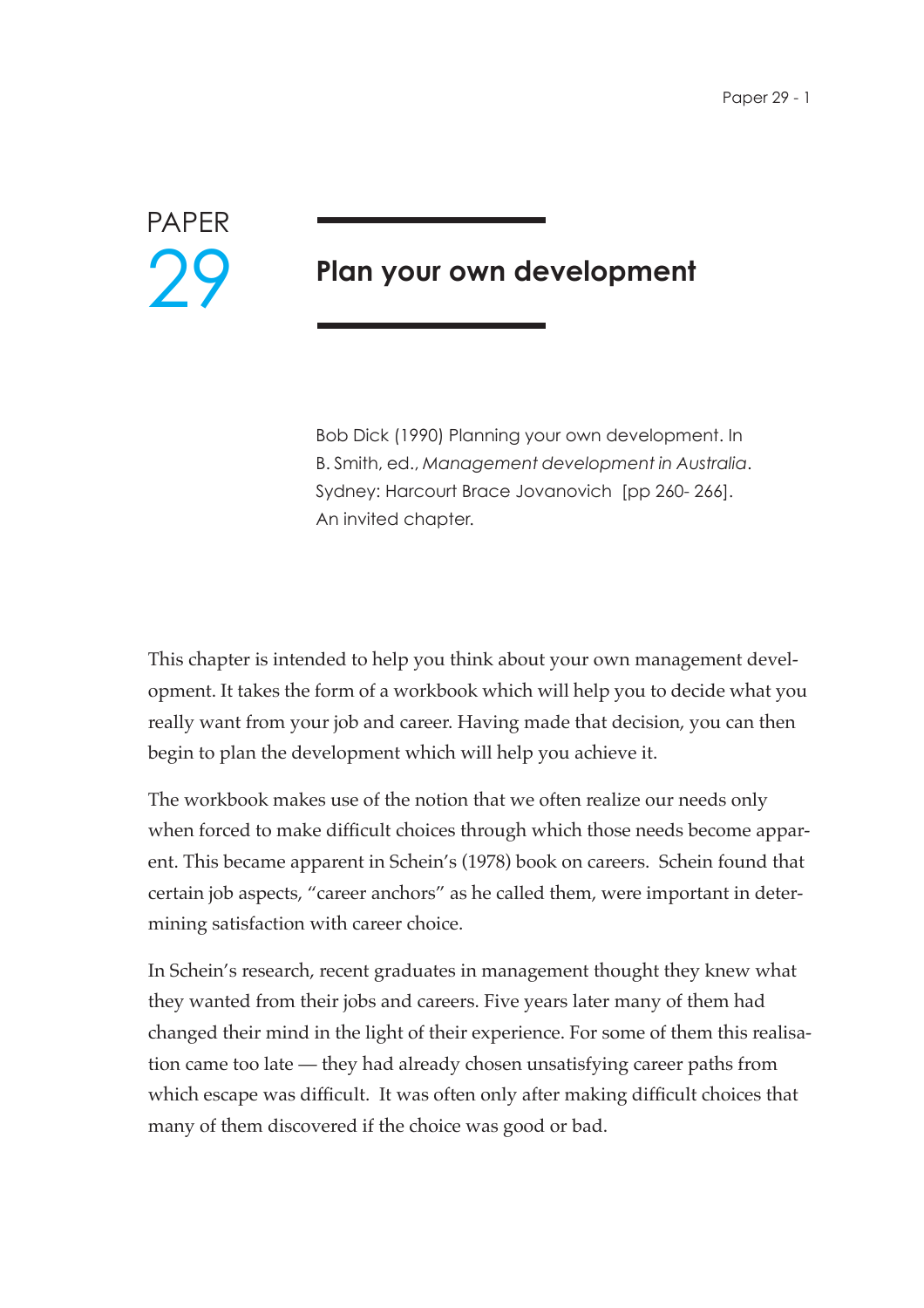PAPER 29

# Plan your own development

Bob Dick (1990) Planning your own development. In B. Smith, ed., *Management development in Australia*. Sydney: Harcourt Brace Jovanovich [pp 260- 266]. An invited chapter.

This chapter is intended to help you think about your own management development. It takes the form of a workbook which will help you to decide what you really want from your job and career. Having made that decision, you can then begin to plan the development which will help you achieve it.

The workbook makes use of the notion that we often realize our needs only when forced to make difficult choices through which those needs become apparent. This became apparent in Schein's (1978) book on careers. Schein found that certain job aspects, "career anchors" as he called them, were important in determining satisfaction with career choice.

In Schein's research, recent graduates in management thought they knew what they wanted from their jobs and careers. Five years later many of them had changed their mind in the light of their experience. For some of them this realisation came too late — they had already chosen unsatisfying career paths from which escape was difficult. It was often only after making difficult choices that many of them discovered if the choice was good or bad.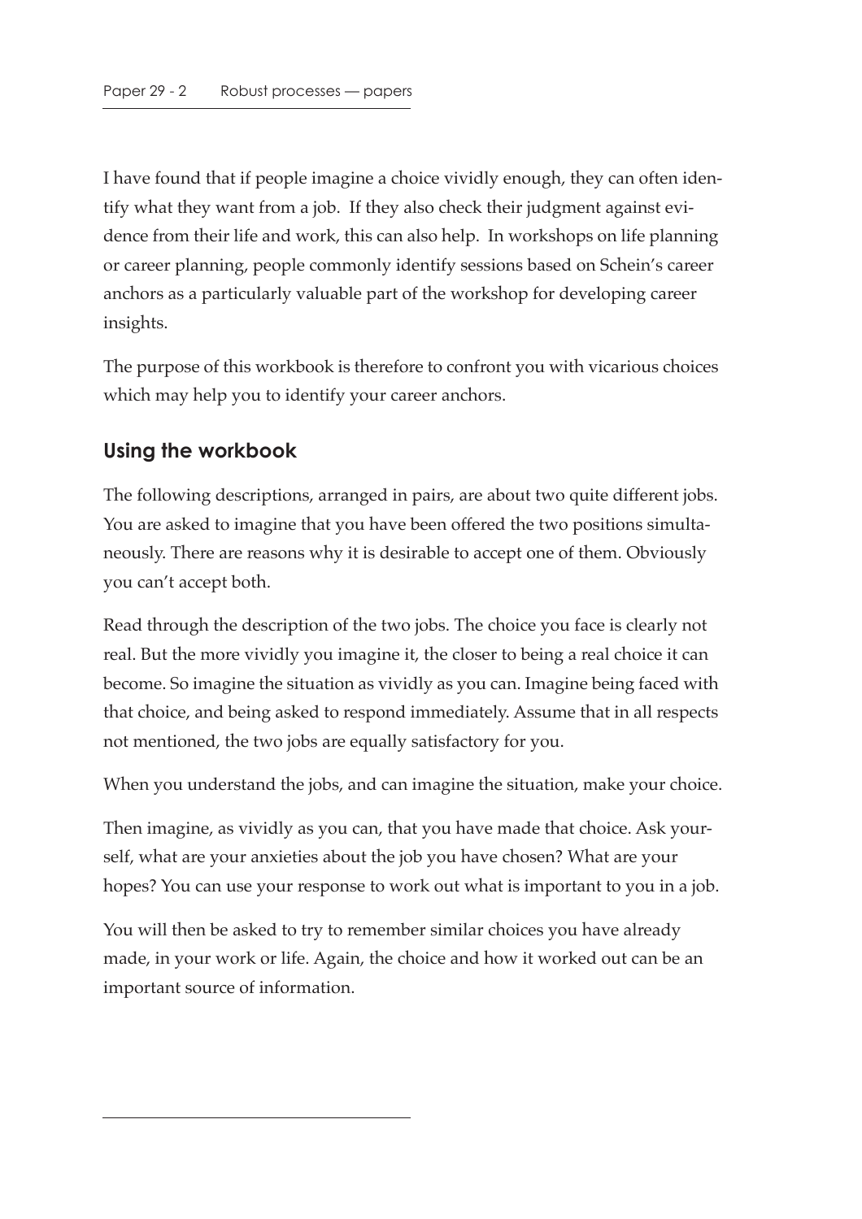I have found that if people imagine a choice vividly enough, they can often identify what they want from a job. If they also check their judgment against evidence from their life and work, this can also help. In workshops on life planning or career planning, people commonly identify sessions based on Schein's career anchors as a particularly valuable part of the workshop for developing career insights.

The purpose of this workbook is therefore to confront you with vicarious choices which may help you to identify your career anchors.

## Using the workbook

The following descriptions, arranged in pairs, are about two quite different jobs. You are asked to imagine that you have been offered the two positions simultaneously. There are reasons why it is desirable to accept one of them. Obviously you can't accept both.

Read through the description of the two jobs. The choice you face is clearly not real. But the more vividly you imagine it, the closer to being a real choice it can become. So imagine the situation as vividly as you can. Imagine being faced with that choice, and being asked to respond immediately. Assume that in all respects not mentioned, the two jobs are equally satisfactory for you.

When you understand the jobs, and can imagine the situation, make your choice.

Then imagine, as vividly as you can, that you have made that choice. Ask yourself, what are your anxieties about the job you have chosen? What are your hopes? You can use your response to work out what is important to you in a job.

You will then be asked to try to remember similar choices you have already made, in your work or life. Again, the choice and how it worked out can be an important source of information.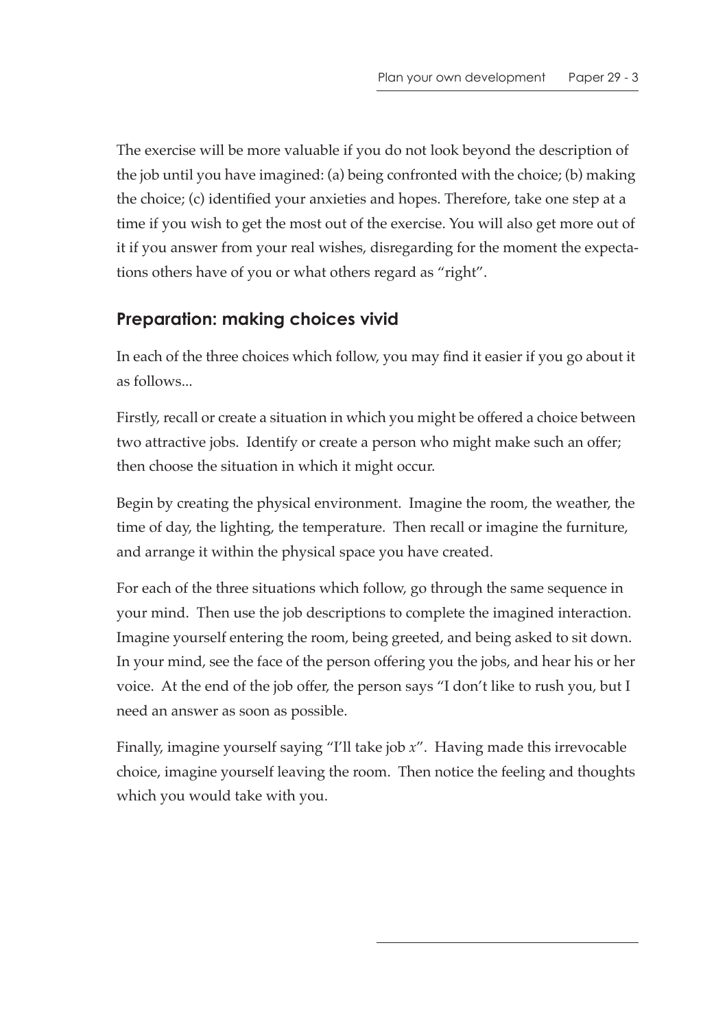The exercise will be more valuable if you do not look beyond the description of the job until you have imagined: (a) being confronted with the choice; (b) making the choice; (c) identified your anxieties and hopes. Therefore, take one step at a time if you wish to get the most out of the exercise. You will also get more out of it if you answer from your real wishes, disregarding for the moment the expectations others have of you or what others regard as "right".

## Preparation: making choices vivid

In each of the three choices which follow, you may find it easier if you go about it as follows...

Firstly, recall or create a situation in which you might be offered a choice between two attractive jobs. Identify or create a person who might make such an offer; then choose the situation in which it might occur.

Begin by creating the physical environment. Imagine the room, the weather, the time of day, the lighting, the temperature. Then recall or imagine the furniture, and arrange it within the physical space you have created.

For each of the three situations which follow, go through the same sequence in your mind. Then use the job descriptions to complete the imagined interaction. Imagine yourself entering the room, being greeted, and being asked to sit down. In your mind, see the face of the person offering you the jobs, and hear his or her voice. At the end of the job offer, the person says "I don't like to rush you, but I need an answer as soon as possible.

Finally, imagine yourself saying "I'll take job *x*". Having made this irrevocable choice, imagine yourself leaving the room. Then notice the feeling and thoughts which you would take with you.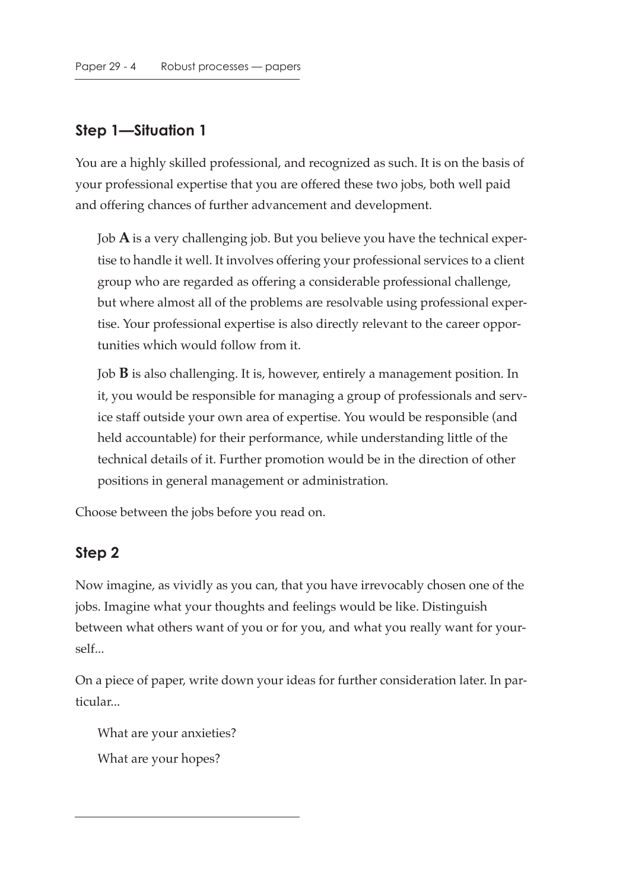## Step 1—Situation 1

You are a highly skilled professional, and recognized as such. It is on the basis of your professional expertise that you are offered these two jobs, both well paid and offering chances of further advancement and development.

> Job **A** is a very challenging job. But you believe you have the technical expertise to handle it well. It involves offering your professional services to a client group who are regarded as offering a considerable professional challenge, but where almost all of the problems are resolvable using professional expertise. Your professional expertise is also directly relevant to the career opportunities which would follow from it.
>
> Job **B** is also challenging. It is, however, entirely a management position. In it, you would be responsible for managing a group of professionals and service staff outside your own area of expertise. You would be responsible (and held accountable) for their performance, while understanding little of the technical details of it. Further promotion would be in the direction of other positions in general management or administration.

Choose between the jobs before you read on.

## Step 2

Now imagine, as vividly as you can, that you have irrevocably chosen one of the jobs. Imagine what your thoughts and feelings would be like. Distinguish between what others want of you or for you, and what you really want for yourself...

On a piece of paper, write down your ideas for further consideration later. In particular...

> What are your anxieties?
>
> What are your hopes?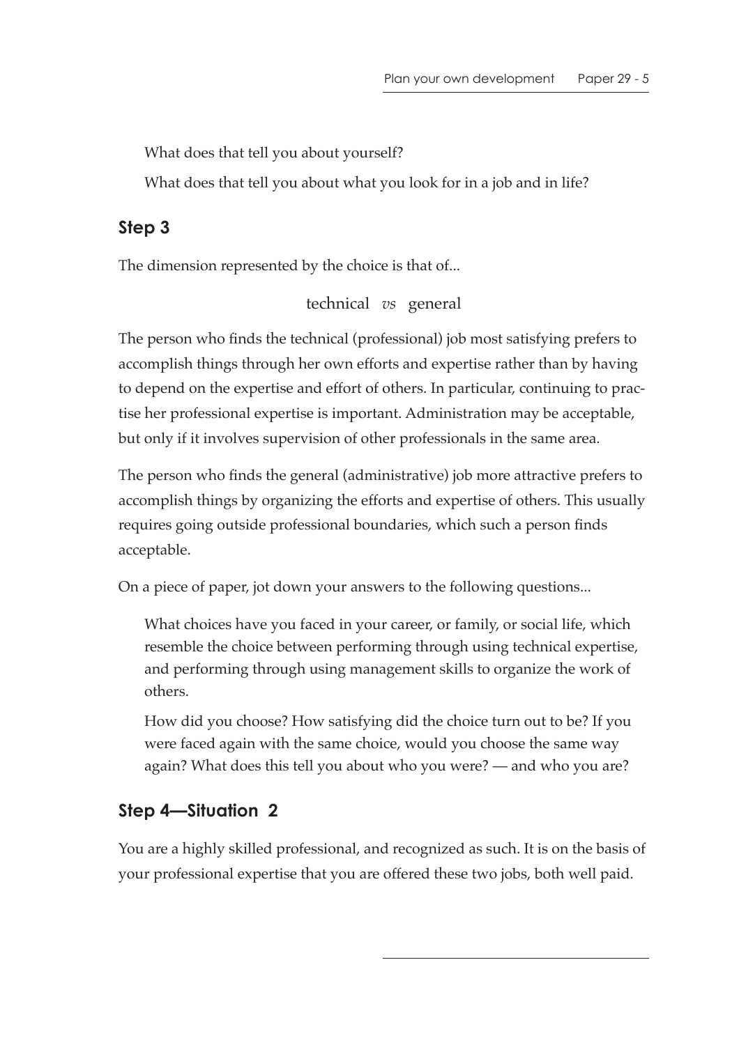What does that tell you about yourself?

What does that tell you about what you look for in a job and in life?

## Step 3

The dimension represented by the choice is that of...

technical *vs* general

The person who finds the technical (professional) job most satisfying prefers to accomplish things through her own efforts and expertise rather than by having to depend on the expertise and effort of others. In particular, continuing to practise her professional expertise is important. Administration may be acceptable, but only if it involves supervision of other professionals in the same area.

The person who finds the general (administrative) job more attractive prefers to accomplish things by organizing the efforts and expertise of others. This usually requires going outside professional boundaries, which such a person finds acceptable.

On a piece of paper, jot down your answers to the following questions...

What choices have you faced in your career, or family, or social life, which resemble the choice between performing through using technical expertise, and performing through using management skills to organize the work of others.

How did you choose? How satisfying did the choice turn out to be? If you were faced again with the same choice, would you choose the same way again? What does this tell you about who you were? — and who you are?

## Step 4—Situation 2

You are a highly skilled professional, and recognized as such. It is on the basis of your professional expertise that you are offered these two jobs, both well paid.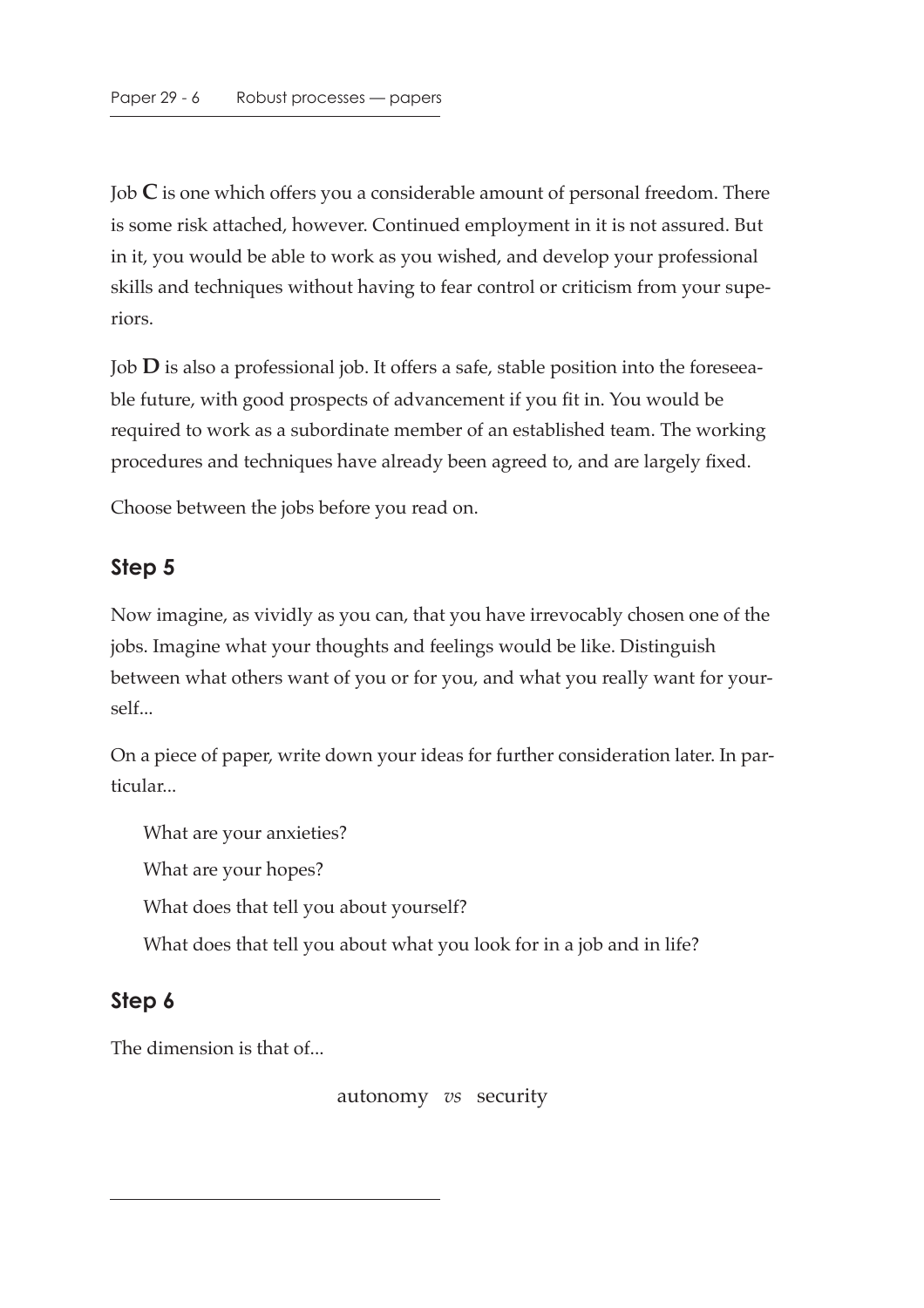Job **C** is one which offers you a considerable amount of personal freedom. There is some risk attached, however. Continued employment in it is not assured. But in it, you would be able to work as you wished, and develop your professional skills and techniques without having to fear control or criticism from your superiors.

Job **D** is also a professional job. It offers a safe, stable position into the foreseeable future, with good prospects of advancement if you fit in. You would be required to work as a subordinate member of an established team. The working procedures and techniques have already been agreed to, and are largely fixed.

Choose between the jobs before you read on.

## Step 5

Now imagine, as vividly as you can, that you have irrevocably chosen one of the jobs. Imagine what your thoughts and feelings would be like. Distinguish between what others want of you or for you, and what you really want for yourself...

On a piece of paper, write down your ideas for further consideration later. In particular...

What are your anxieties?

What are your hopes?

What does that tell you about yourself?

What does that tell you about what you look for in a job and in life?

## Step 6

The dimension is that of...

autonomy *vs* security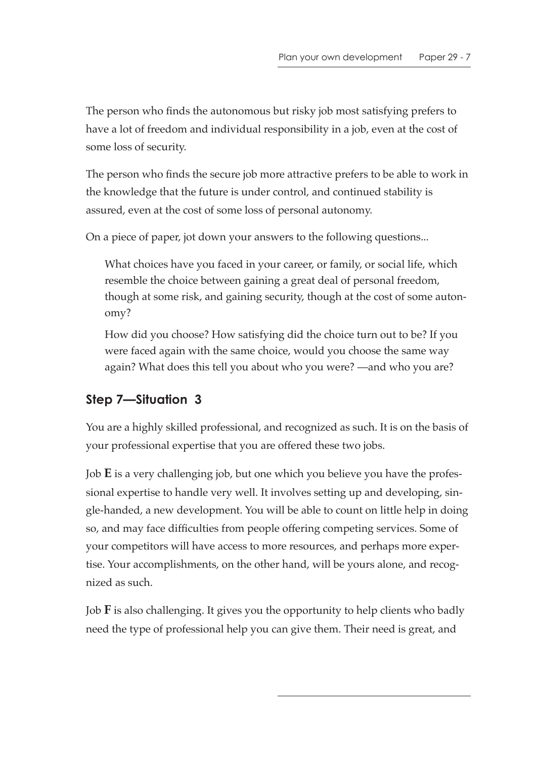The person who finds the autonomous but risky job most satisfying prefers to have a lot of freedom and individual responsibility in a job, even at the cost of some loss of security.

The person who finds the secure job more attractive prefers to be able to work in the knowledge that the future is under control, and continued stability is assured, even at the cost of some loss of personal autonomy.

On a piece of paper, jot down your answers to the following questions...

> What choices have you faced in your career, or family, or social life, which resemble the choice between gaining a great deal of personal freedom, though at some risk, and gaining security, though at the cost of some autonomy?
>
> How did you choose? How satisfying did the choice turn out to be? If you were faced again with the same choice, would you choose the same way again? What does this tell you about who you were? —and who you are?

## Step 7—Situation 3

You are a highly skilled professional, and recognized as such. It is on the basis of your professional expertise that you are offered these two jobs.

Job **E** is a very challenging job, but one which you believe you have the professional expertise to handle very well. It involves setting up and developing, single-handed, a new development. You will be able to count on little help in doing so, and may face difficulties from people offering competing services. Some of your competitors will have access to more resources, and perhaps more expertise. Your accomplishments, on the other hand, will be yours alone, and recognized as such.

Job **F** is also challenging. It gives you the opportunity to help clients who badly need the type of professional help you can give them. Their need is great, and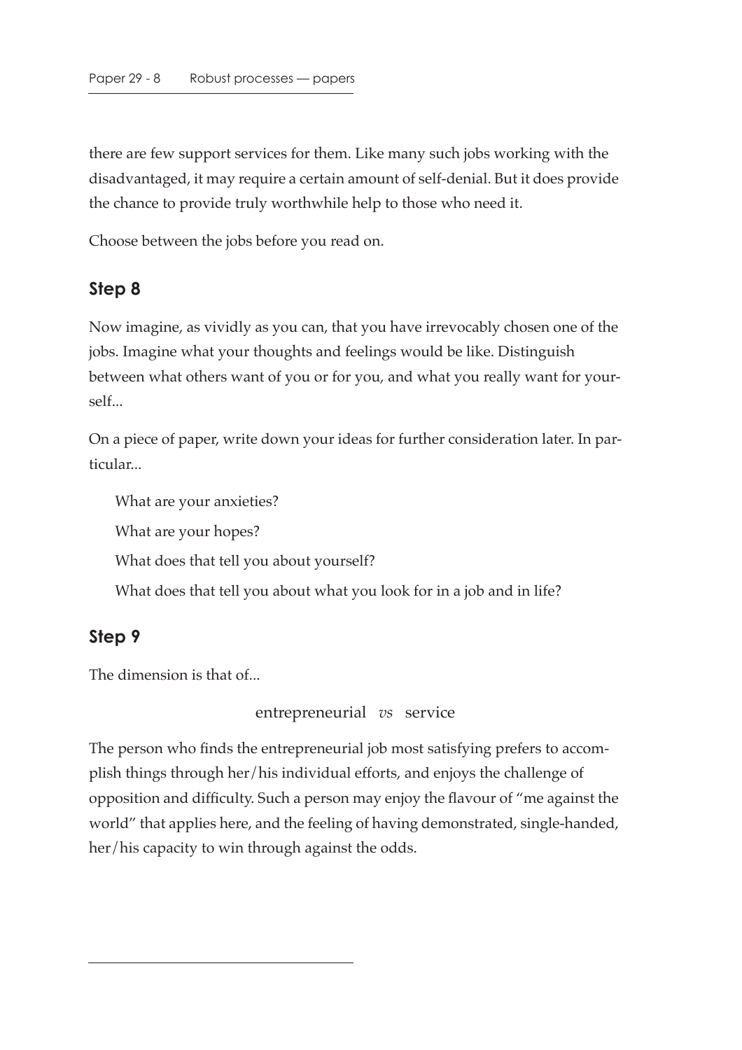there are few support services for them. Like many such jobs working with the disadvantaged, it may require a certain amount of self-denial. But it does provide the chance to provide truly worthwhile help to those who need it.

Choose between the jobs before you read on.

## Step 8

Now imagine, as vividly as you can, that you have irrevocably chosen one of the jobs. Imagine what your thoughts and feelings would be like. Distinguish between what others want of you or for you, and what you really want for yourself...

On a piece of paper, write down your ideas for further consideration later. In particular...

> What are your anxieties?
>
> What are your hopes?
>
> What does that tell you about yourself?
>
> What does that tell you about what you look for in a job and in life?

## Step 9

The dimension is that of...

entrepreneurial *vs* service

The person who finds the entrepreneurial job most satisfying prefers to accomplish things through her/his individual efforts, and enjoys the challenge of opposition and difficulty. Such a person may enjoy the flavour of "me against the world" that applies here, and the feeling of having demonstrated, single-handed, her/his capacity to win through against the odds.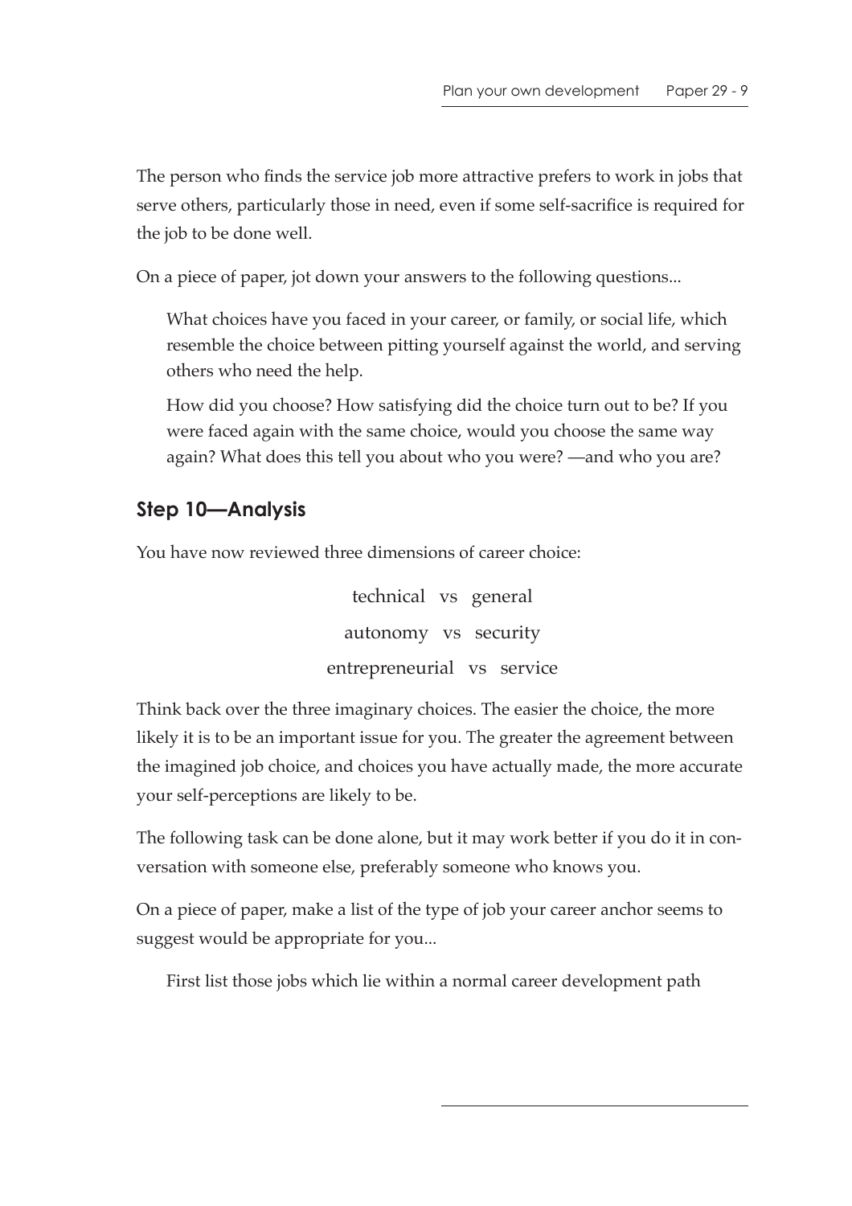The person who finds the service job more attractive prefers to work in jobs that serve others, particularly those in need, even if some self-sacrifice is required for the job to be done well.

On a piece of paper, jot down your answers to the following questions...

> What choices have you faced in your career, or family, or social life, which resemble the choice between pitting yourself against the world, and serving others who need the help.
>
> How did you choose? How satisfying did the choice turn out to be? If you were faced again with the same choice, would you choose the same way again? What does this tell you about who you were? —and who you are?

## Step 10—Analysis

You have now reviewed three dimensions of career choice:

technical vs general

autonomy vs security

entrepreneurial vs service

Think back over the three imaginary choices. The easier the choice, the more likely it is to be an important issue for you. The greater the agreement between the imagined job choice, and choices you have actually made, the more accurate your self-perceptions are likely to be.

The following task can be done alone, but it may work better if you do it in conversation with someone else, preferably someone who knows you.

On a piece of paper, make a list of the type of job your career anchor seems to suggest would be appropriate for you...

> First list those jobs which lie within a normal career development path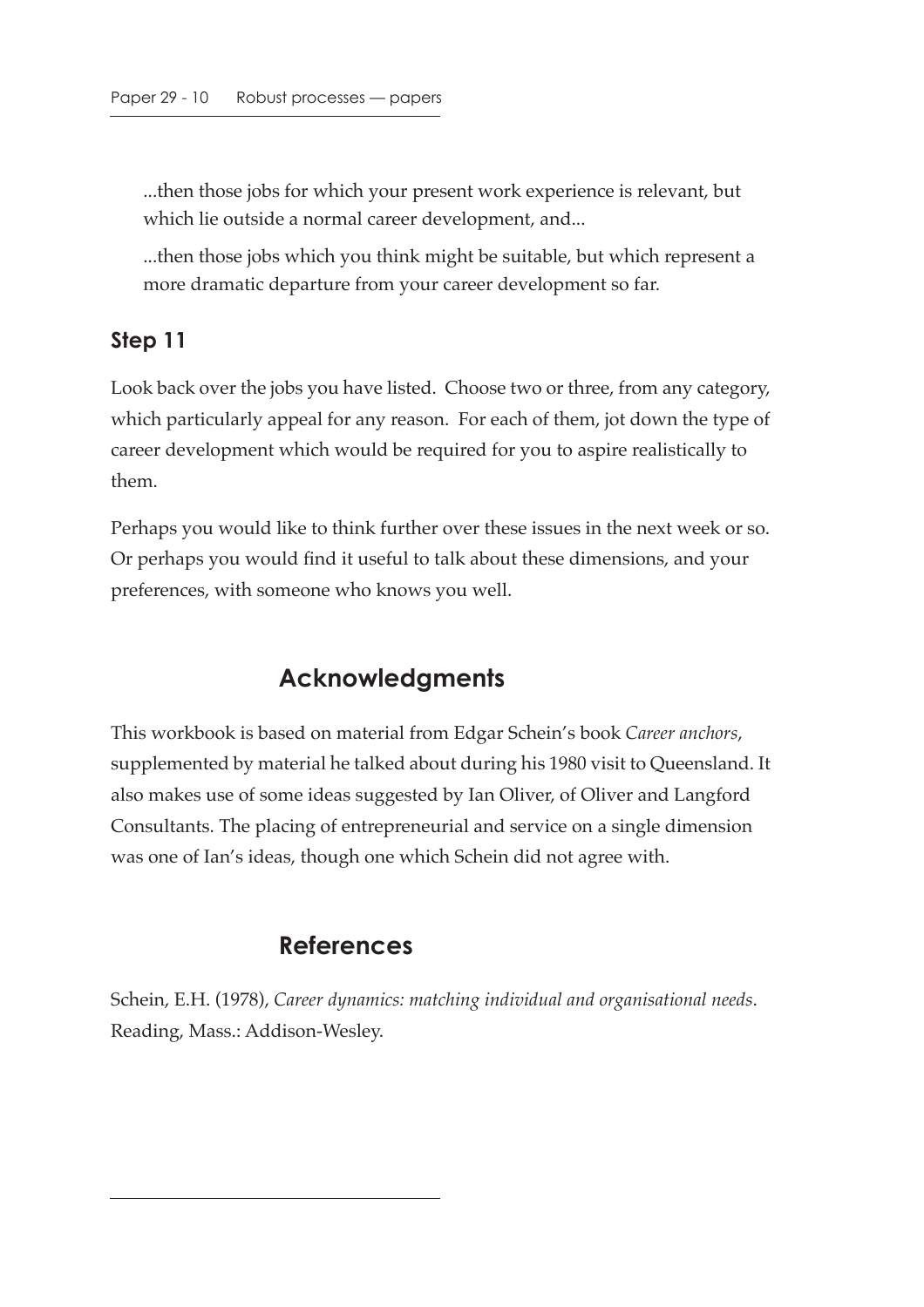...then those jobs for which your present work experience is relevant, but which lie outside a normal career development, and...

...then those jobs which you think might be suitable, but which represent a more dramatic departure from your career development so far.

### Step 11

Look back over the jobs you have listed. Choose two or three, from any category, which particularly appeal for any reason. For each of them, jot down the type of career development which would be required for you to aspire realistically to them.

Perhaps you would like to think further over these issues in the next week or so. Or perhaps you would find it useful to talk about these dimensions, and your preferences, with someone who knows you well.

## Acknowledgments

This workbook is based on material from Edgar Schein's book *Career anchors*, supplemented by material he talked about during his 1980 visit to Queensland. It also makes use of some ideas suggested by Ian Oliver, of Oliver and Langford Consultants. The placing of entrepreneurial and service on a single dimension was one of Ian's ideas, though one which Schein did not agree with.

## References

Schein, E.H. (1978), *Career dynamics: matching individual and organisational needs*. Reading, Mass.: Addison-Wesley.